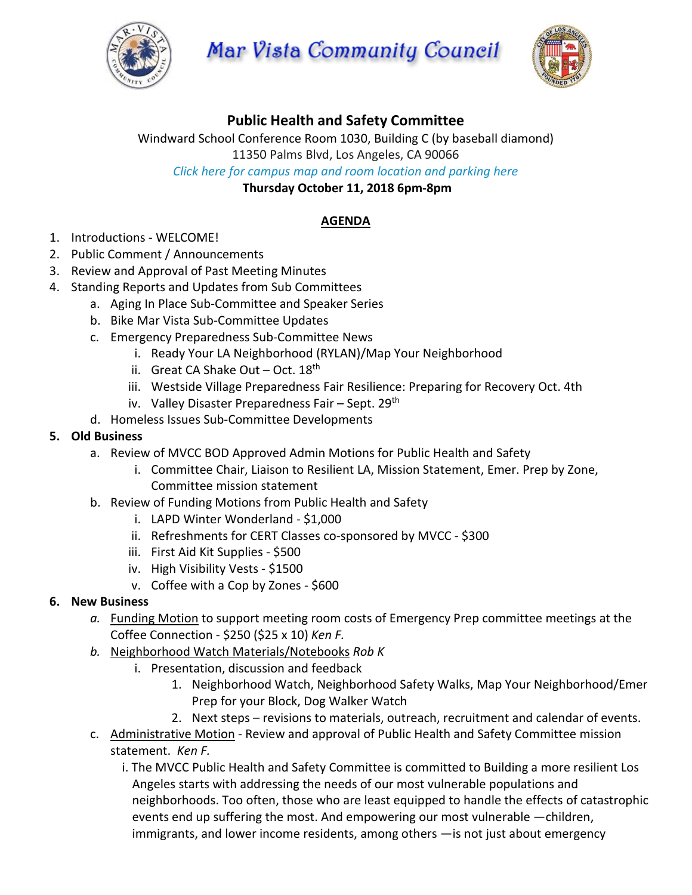# Mar Vista Community Council

## Public Health and Safety Committee

Windward School Conference Room 1030, Building C (by baseball diamond)
11350 Palms Blvd, Los Angeles, CA 90066
*Click here for campus map and room location and parking here*
**Thursday October 11, 2018 6pm-8pm**

**AGENDA**

1. Introductions - WELCOME!
2. Public Comment / Announcements
3. Review and Approval of Past Meeting Minutes
4. Standing Reports and Updates from Sub Committees
   a. Aging In Place Sub-Committee and Speaker Series
   b. Bike Mar Vista Sub-Committee Updates
   c. Emergency Preparedness Sub-Committee News
      i. Ready Your LA Neighborhood (RYLAN)/Map Your Neighborhood
      ii. Great CA Shake Out – Oct. 18th
      iii. Westside Village Preparedness Fair Resilience: Preparing for Recovery Oct. 4th
      iv. Valley Disaster Preparedness Fair – Sept. 29th
   d. Homeless Issues Sub-Committee Developments
5. **Old Business**
   a. Review of MVCC BOD Approved Admin Motions for Public Health and Safety
      i. Committee Chair, Liaison to Resilient LA, Mission Statement, Emer. Prep by Zone, Committee mission statement
   b. Review of Funding Motions from Public Health and Safety
      i. LAPD Winter Wonderland - $1,000
      ii. Refreshments for CERT Classes co-sponsored by MVCC - $300
      iii. First Aid Kit Supplies - $500
      iv. High Visibility Vests - $1500
      v. Coffee with a Cop by Zones - $600
6. **New Business**
   *a.* Funding Motion to support meeting room costs of Emergency Prep committee meetings at the Coffee Connection - $250 ($25 x 10) *Ken F.*
   *b.* Neighborhood Watch Materials/Notebooks *Rob K*
      i. Presentation, discussion and feedback
         1. Neighborhood Watch, Neighborhood Safety Walks, Map Your Neighborhood/Emer Prep for your Block, Dog Walker Watch
         2. Next steps – revisions to materials, outreach, recruitment and calendar of events.
   c. Administrative Motion - Review and approval of Public Health and Safety Committee mission statement. *Ken F.*
      i. The MVCC Public Health and Safety Committee is committed to Building a more resilient Los Angeles starts with addressing the needs of our most vulnerable populations and neighborhoods. Too often, those who are least equipped to handle the effects of catastrophic events end up suffering the most. And empowering our most vulnerable —children, immigrants, and lower income residents, among others —is not just about emergency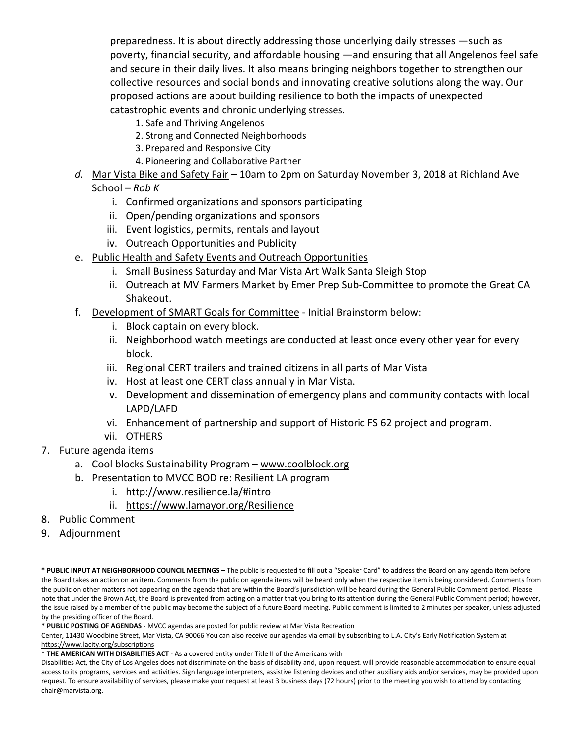preparedness. It is about directly addressing those underlying daily stresses —such as poverty, financial security, and affordable housing —and ensuring that all Angelenos feel safe and secure in their daily lives. It also means bringing neighbors together to strengthen our collective resources and social bonds and innovating creative solutions along the way. Our proposed actions are about building resilience to both the impacts of unexpected catastrophic events and chronic underlying stresses.

1. Safe and Thriving Angelenos
2. Strong and Connected Neighborhoods
3. Prepared and Responsive City
4. Pioneering and Collaborative Partner

*d.* Mar Vista Bike and Safety Fair – 10am to 2pm on Saturday November 3, 2018 at Richland Ave School – *Rob K*

   i. Confirmed organizations and sponsors participating
   ii. Open/pending organizations and sponsors
   iii. Event logistics, permits, rentals and layout
   iv. Outreach Opportunities and Publicity

e. Public Health and Safety Events and Outreach Opportunities

   i. Small Business Saturday and Mar Vista Art Walk Santa Sleigh Stop
   ii. Outreach at MV Farmers Market by Emer Prep Sub-Committee to promote the Great CA Shakeout.

f. Development of SMART Goals for Committee - Initial Brainstorm below:

   i. Block captain on every block.
   ii. Neighborhood watch meetings are conducted at least once every other year for every block.
   iii. Regional CERT trailers and trained citizens in all parts of Mar Vista
   iv. Host at least one CERT class annually in Mar Vista.
   v. Development and dissemination of emergency plans and community contacts with local LAPD/LAFD
   vi. Enhancement of partnership and support of Historic FS 62 project and program.
   vii. OTHERS

7. Future agenda items
   a. Cool blocks Sustainability Program – www.coolblock.org
   b. Presentation to MVCC BOD re: Resilient LA program
      i. http://www.resilience.la/#intro
      ii. https://www.lamayor.org/Resilience
8. Public Comment
9. Adjournment

**\* PUBLIC INPUT AT NEIGHBORHOOD COUNCIL MEETINGS –** The public is requested to fill out a "Speaker Card" to address the Board on any agenda item before the Board takes an action on an item. Comments from the public on agenda items will be heard only when the respective item is being considered. Comments from the public on other matters not appearing on the agenda that are within the Board's jurisdiction will be heard during the General Public Comment period. Please note that under the Brown Act, the Board is prevented from acting on a matter that you bring to its attention during the General Public Comment period; however, the issue raised by a member of the public may become the subject of a future Board meeting. Public comment is limited to 2 minutes per speaker, unless adjusted by the presiding officer of the Board.

**\* PUBLIC POSTING OF AGENDAS** - MVCC agendas are posted for public review at Mar Vista Recreation Center, 11430 Woodbine Street, Mar Vista, CA 90066 You can also receive our agendas via email by subscribing to L.A. City's Early Notification System at https://www.lacity.org/subscriptions

\* **THE AMERICAN WITH DISABILITIES ACT** - As a covered entity under Title II of the Americans with Disabilities Act, the City of Los Angeles does not discriminate on the basis of disability and, upon request, will provide reasonable accommodation to ensure equal access to its programs, services and activities. Sign language interpreters, assistive listening devices and other auxiliary aids and/or services, may be provided upon request. To ensure availability of services, please make your request at least 3 business days (72 hours) prior to the meeting you wish to attend by contacting chair@marvista.org.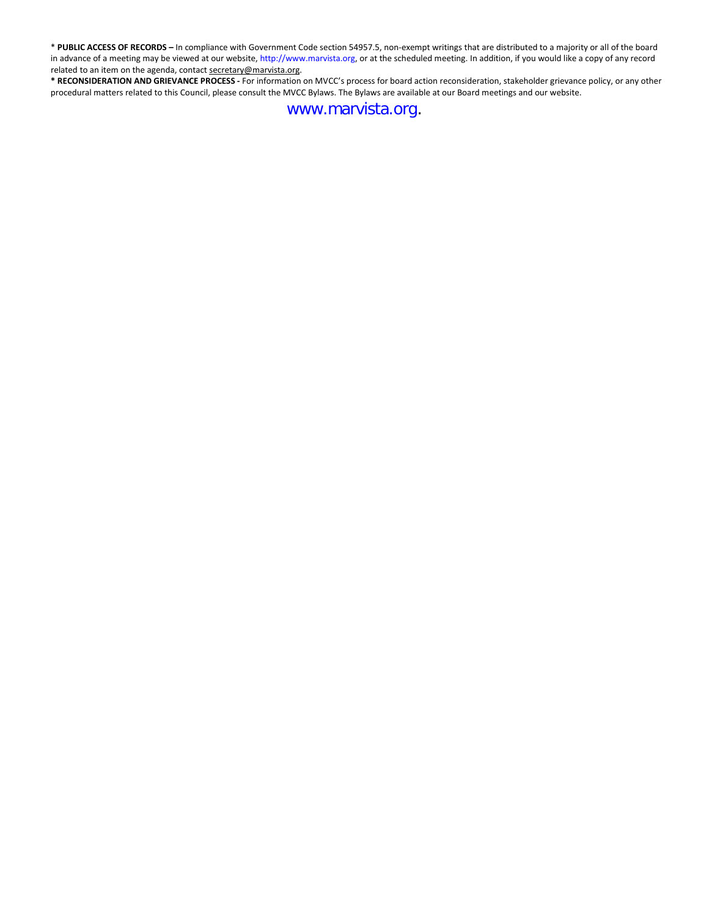* **PUBLIC ACCESS OF RECORDS –** In compliance with Government Code section 54957.5, non-exempt writings that are distributed to a majority or all of the board in advance of a meeting may be viewed at our website, http://www.marvista.org, or at the scheduled meeting. In addition, if you would like a copy of any record related to an item on the agenda, contact secretary@marvista.org.

**\* RECONSIDERATION AND GRIEVANCE PROCESS -** For information on MVCC's process for board action reconsideration, stakeholder grievance policy, or any other procedural matters related to this Council, please consult the MVCC Bylaws. The Bylaws are available at our Board meetings and our website.

www.marvista.org.